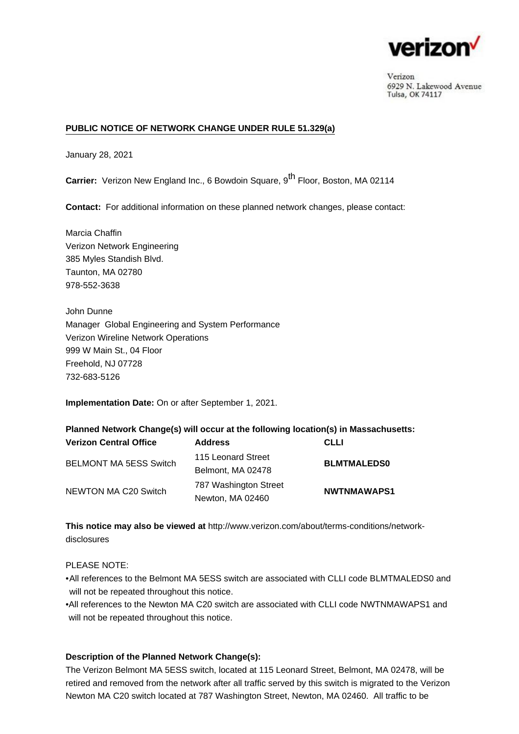verizon

Verizon
6929 N. Lakewood Avenue
Tulsa, OK 74117

**PUBLIC NOTICE OF NETWORK CHANGE UNDER RULE 51.329(a)**

January 28, 2021

**Carrier:** Verizon New England Inc., 6 Bowdoin Square, 9th Floor, Boston, MA 02114

**Contact:** For additional information on these planned network changes, please contact:

Marcia Chaffin
Verizon Network Engineering
385 Myles Standish Blvd.
Taunton, MA 02780
978-552-3638

John Dunne
Manager Global Engineering and System Performance
Verizon Wireline Network Operations
999 W Main St., 04 Floor
Freehold, NJ 07728
732-683-5126

**Implementation Date:** On or after September 1, 2021.

**Planned Network Change(s) will occur at the following location(s) in Massachusetts:**

| Verizon Central Office | Address | CLLI |
|---|---|---|
| BELMONT MA 5ESS Switch | 115 Leonard Street Belmont, MA 02478 | **BLMTMALEDS0** |
| NEWTON MA C20 Switch | 787 Washington Street Newton, MA 02460 | **NWTNMAWAPS1** |

**This notice may also be viewed at** http://www.verizon.com/about/terms-conditions/network-disclosures

PLEASE NOTE:

- All references to the Belmont MA 5ESS switch are associated with CLLI code BLMTMALEDS0 and will not be repeated throughout this notice.
- All references to the Newton MA C20 switch are associated with CLLI code NWTNMAWAPS1 and will not be repeated throughout this notice.

**Description of the Planned Network Change(s):**

The Verizon Belmont MA 5ESS switch, located at 115 Leonard Street, Belmont, MA 02478, will be retired and removed from the network after all traffic served by this switch is migrated to the Verizon Newton MA C20 switch located at 787 Washington Street, Newton, MA 02460. All traffic to be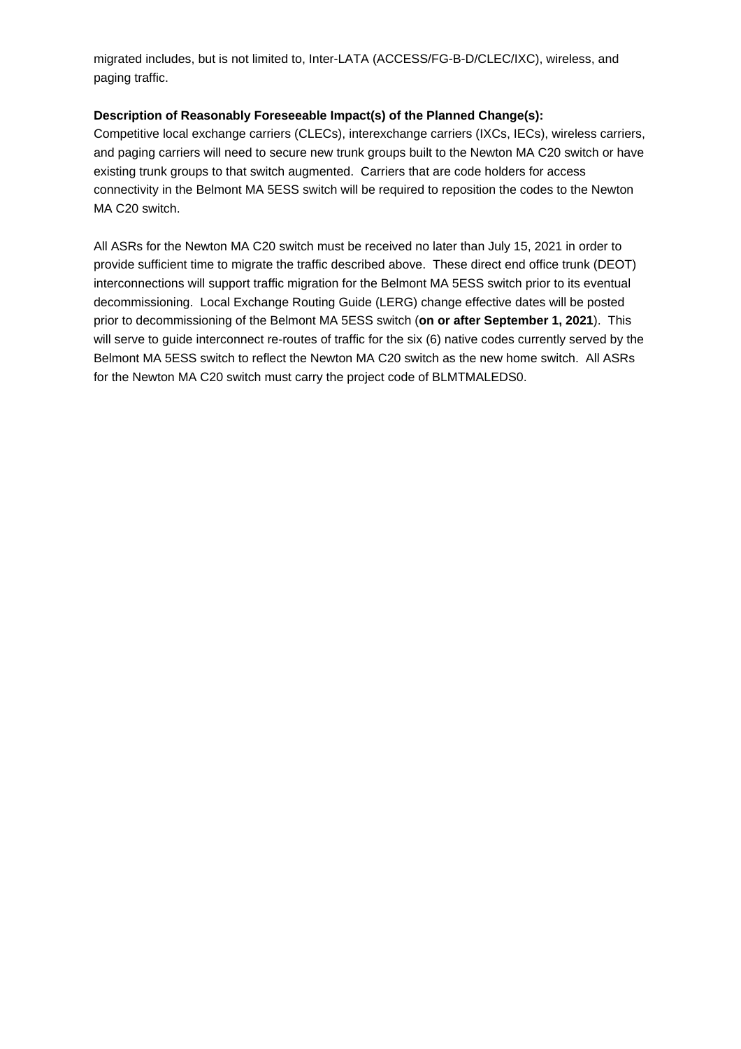migrated includes, but is not limited to, Inter-LATA (ACCESS/FG-B-D/CLEC/IXC), wireless, and paging traffic.

**Description of Reasonably Foreseeable Impact(s) of the Planned Change(s):**
Competitive local exchange carriers (CLECs), interexchange carriers (IXCs, IECs), wireless carriers, and paging carriers will need to secure new trunk groups built to the Newton MA C20 switch or have existing trunk groups to that switch augmented. Carriers that are code holders for access connectivity in the Belmont MA 5ESS switch will be required to reposition the codes to the Newton MA C20 switch.

All ASRs for the Newton MA C20 switch must be received no later than July 15, 2021 in order to provide sufficient time to migrate the traffic described above. These direct end office trunk (DEOT) interconnections will support traffic migration for the Belmont MA 5ESS switch prior to its eventual decommissioning. Local Exchange Routing Guide (LERG) change effective dates will be posted prior to decommissioning of the Belmont MA 5ESS switch (**on or after September 1, 2021**). This will serve to guide interconnect re-routes of traffic for the six (6) native codes currently served by the Belmont MA 5ESS switch to reflect the Newton MA C20 switch as the new home switch. All ASRs for the Newton MA C20 switch must carry the project code of BLMTMALEDS0.